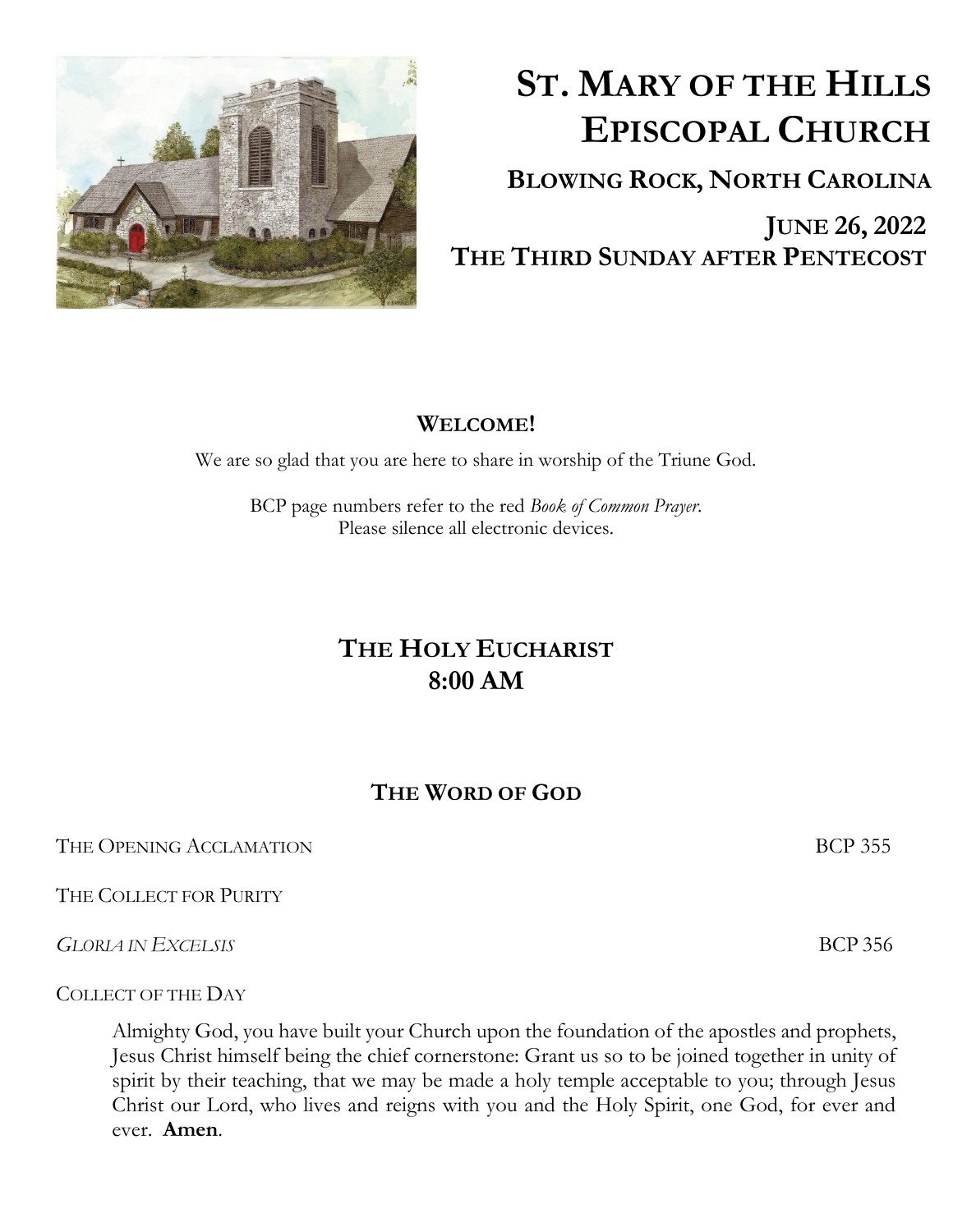# ST. MARY OF THE HILLS EPISCOPAL CHURCH

## BLOWING ROCK, NORTH CAROLINA

## JUNE 26, 2022
## THE THIRD SUNDAY AFTER PENTECOST

**WELCOME!**

We are so glad that you are here to share in worship of the Triune God.

BCP page numbers refer to the red *Book of Common Prayer*.
Please silence all electronic devices.

## THE HOLY EUCHARIST
## 8:00 AM

## THE WORD OF GOD

THE OPENING ACCLAMATION BCP 355

THE COLLECT FOR PURITY

*GLORIA IN EXCELSIS* BCP 356

COLLECT OF THE DAY

Almighty God, you have built your Church upon the foundation of the apostles and prophets, Jesus Christ himself being the chief cornerstone: Grant us so to be joined together in unity of spirit by their teaching, that we may be made a holy temple acceptable to you; through Jesus Christ our Lord, who lives and reigns with you and the Holy Spirit, one God, for ever and ever. **Amen**.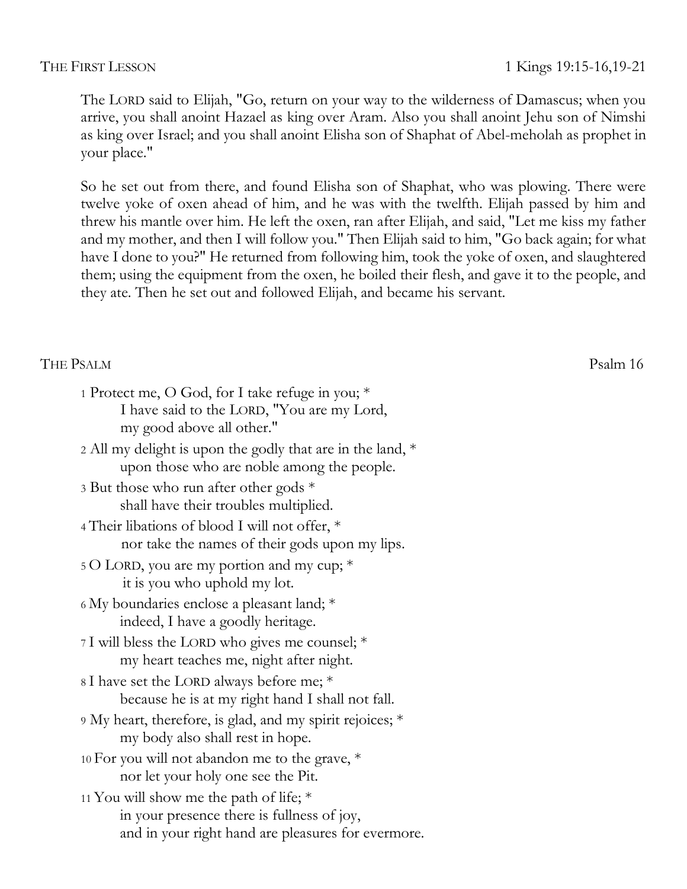THE FIRST LESSON 1 Kings 19:15-16,19-21

The LORD said to Elijah, "Go, return on your way to the wilderness of Damascus; when you arrive, you shall anoint Hazael as king over Aram. Also you shall anoint Jehu son of Nimshi as king over Israel; and you shall anoint Elisha son of Shaphat of Abel-meholah as prophet in your place."

So he set out from there, and found Elisha son of Shaphat, who was plowing. There were twelve yoke of oxen ahead of him, and he was with the twelfth. Elijah passed by him and threw his mantle over him. He left the oxen, ran after Elijah, and said, "Let me kiss my father and my mother, and then I will follow you." Then Elijah said to him, "Go back again; for what have I done to you?" He returned from following him, took the yoke of oxen, and slaughtered them; using the equipment from the oxen, he boiled their flesh, and gave it to the people, and they ate. Then he set out and followed Elijah, and became his servant.

THE PSALM Psalm 16

1 Protect me, O God, for I take refuge in you; *
    I have said to the LORD, "You are my Lord,
    my good above all other."

2 All my delight is upon the godly that are in the land, *
    upon those who are noble among the people.

3 But those who run after other gods *
    shall have their troubles multiplied.

4 Their libations of blood I will not offer, *
    nor take the names of their gods upon my lips.

5 O LORD, you are my portion and my cup; *
    it is you who uphold my lot.

6 My boundaries enclose a pleasant land; *
    indeed, I have a goodly heritage.

7 I will bless the LORD who gives me counsel; *
    my heart teaches me, night after night.

8 I have set the LORD always before me; *
    because he is at my right hand I shall not fall.

9 My heart, therefore, is glad, and my spirit rejoices; *
    my body also shall rest in hope.

10 For you will not abandon me to the grave, *
    nor let your holy one see the Pit.

11 You will show me the path of life; *
    in your presence there is fullness of joy,
    and in your right hand are pleasures for evermore.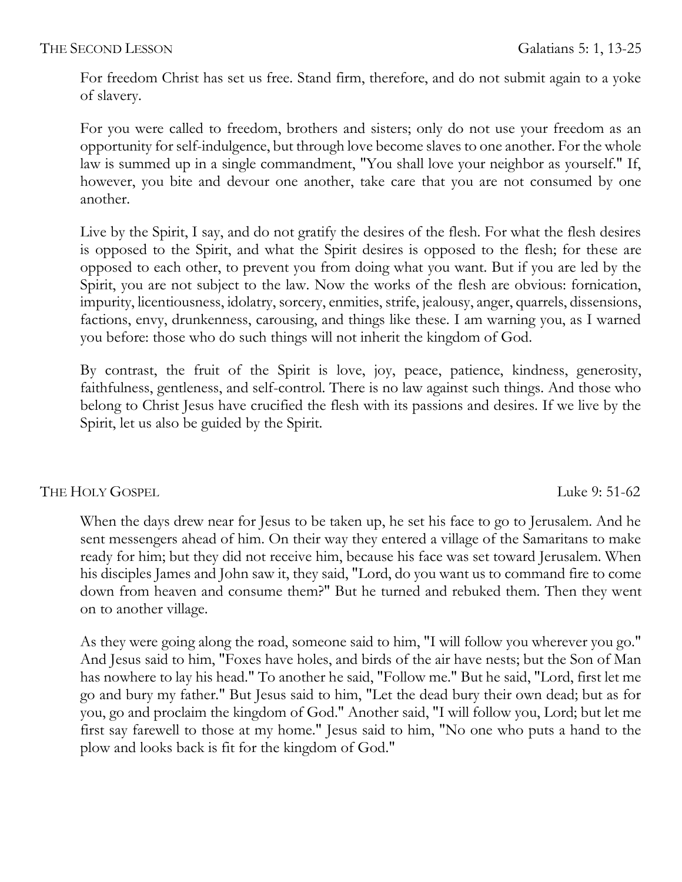## THE SECOND LESSON Galatians 5: 1, 13-25

For freedom Christ has set us free. Stand firm, therefore, and do not submit again to a yoke of slavery.

For you were called to freedom, brothers and sisters; only do not use your freedom as an opportunity for self-indulgence, but through love become slaves to one another. For the whole law is summed up in a single commandment, "You shall love your neighbor as yourself." If, however, you bite and devour one another, take care that you are not consumed by one another.

Live by the Spirit, I say, and do not gratify the desires of the flesh. For what the flesh desires is opposed to the Spirit, and what the Spirit desires is opposed to the flesh; for these are opposed to each other, to prevent you from doing what you want. But if you are led by the Spirit, you are not subject to the law. Now the works of the flesh are obvious: fornication, impurity, licentiousness, idolatry, sorcery, enmities, strife, jealousy, anger, quarrels, dissensions, factions, envy, drunkenness, carousing, and things like these. I am warning you, as I warned you before: those who do such things will not inherit the kingdom of God.

By contrast, the fruit of the Spirit is love, joy, peace, patience, kindness, generosity, faithfulness, gentleness, and self-control. There is no law against such things. And those who belong to Christ Jesus have crucified the flesh with its passions and desires. If we live by the Spirit, let us also be guided by the Spirit.

## THE HOLY GOSPEL Luke 9: 51-62

When the days drew near for Jesus to be taken up, he set his face to go to Jerusalem. And he sent messengers ahead of him. On their way they entered a village of the Samaritans to make ready for him; but they did not receive him, because his face was set toward Jerusalem. When his disciples James and John saw it, they said, "Lord, do you want us to command fire to come down from heaven and consume them?" But he turned and rebuked them. Then they went on to another village.

As they were going along the road, someone said to him, "I will follow you wherever you go." And Jesus said to him, "Foxes have holes, and birds of the air have nests; but the Son of Man has nowhere to lay his head." To another he said, "Follow me." But he said, "Lord, first let me go and bury my father." But Jesus said to him, "Let the dead bury their own dead; but as for you, go and proclaim the kingdom of God." Another said, "I will follow you, Lord; but let me first say farewell to those at my home." Jesus said to him, "No one who puts a hand to the plow and looks back is fit for the kingdom of God."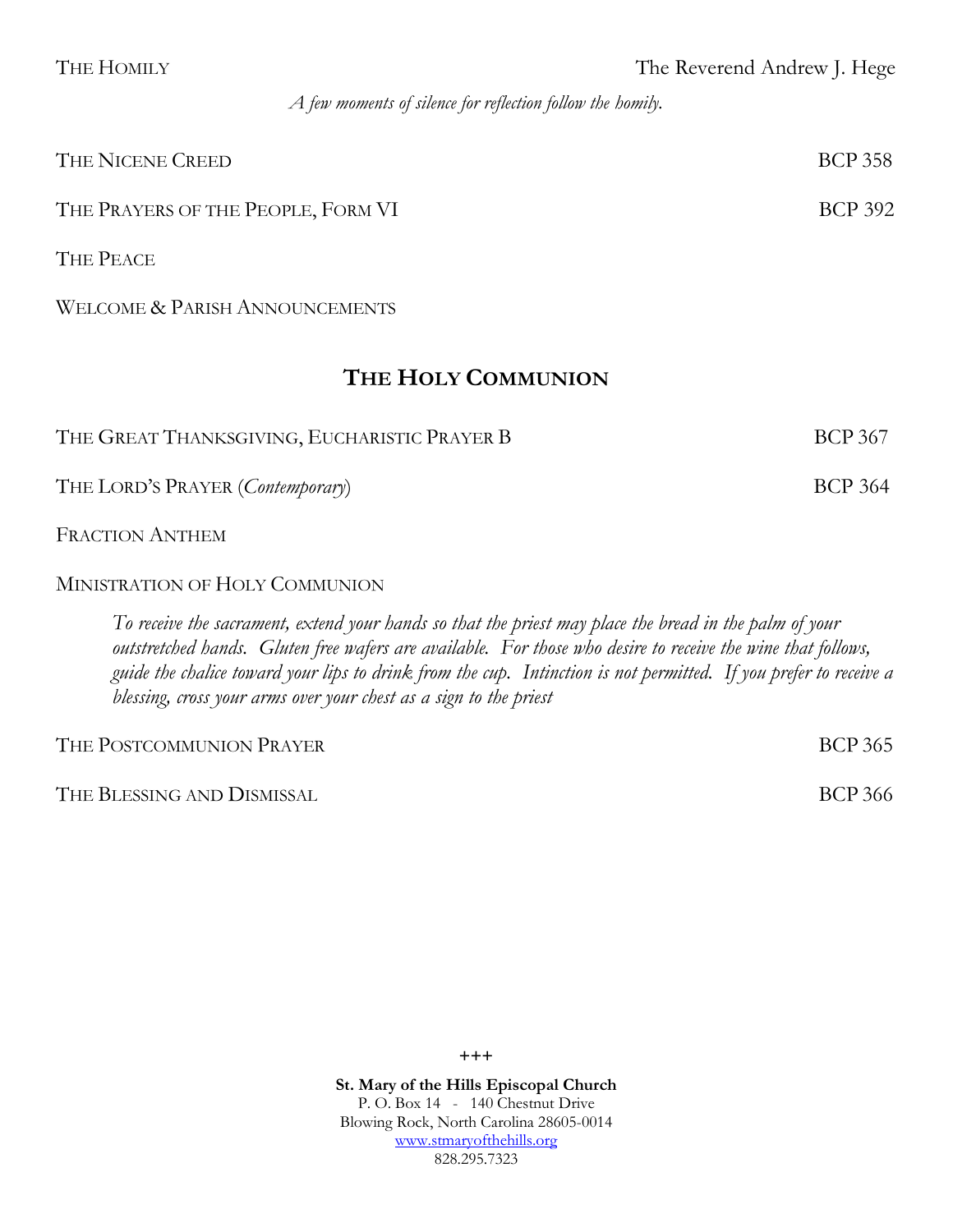THE HOMILY The Reverend Andrew J. Hege

*A few moments of silence for reflection follow the homily.*

THE NICENE CREED BCP 358

THE PRAYERS OF THE PEOPLE, FORM VI BCP 392

THE PEACE

WELCOME & PARISH ANNOUNCEMENTS

## THE HOLY COMMUNION

THE GREAT THANKSGIVING, EUCHARISTIC PRAYER B BCP 367

THE LORD'S PRAYER (*Contemporary*) BCP 364

FRACTION ANTHEM

MINISTRATION OF HOLY COMMUNION

*To receive the sacrament, extend your hands so that the priest may place the bread in the palm of your outstretched hands. Gluten free wafers are available. For those who desire to receive the wine that follows, guide the chalice toward your lips to drink from the cup. Intinction is not permitted. If you prefer to receive a blessing, cross your arms over your chest as a sign to the priest*

THE POSTCOMMUNION PRAYER BCP 365

THE BLESSING AND DISMISSAL BCP 366

+++

**St. Mary of the Hills Episcopal Church**
P. O. Box 14 - 140 Chestnut Drive
Blowing Rock, North Carolina 28605-0014
www.stmaryofthehills.org
828.295.7323